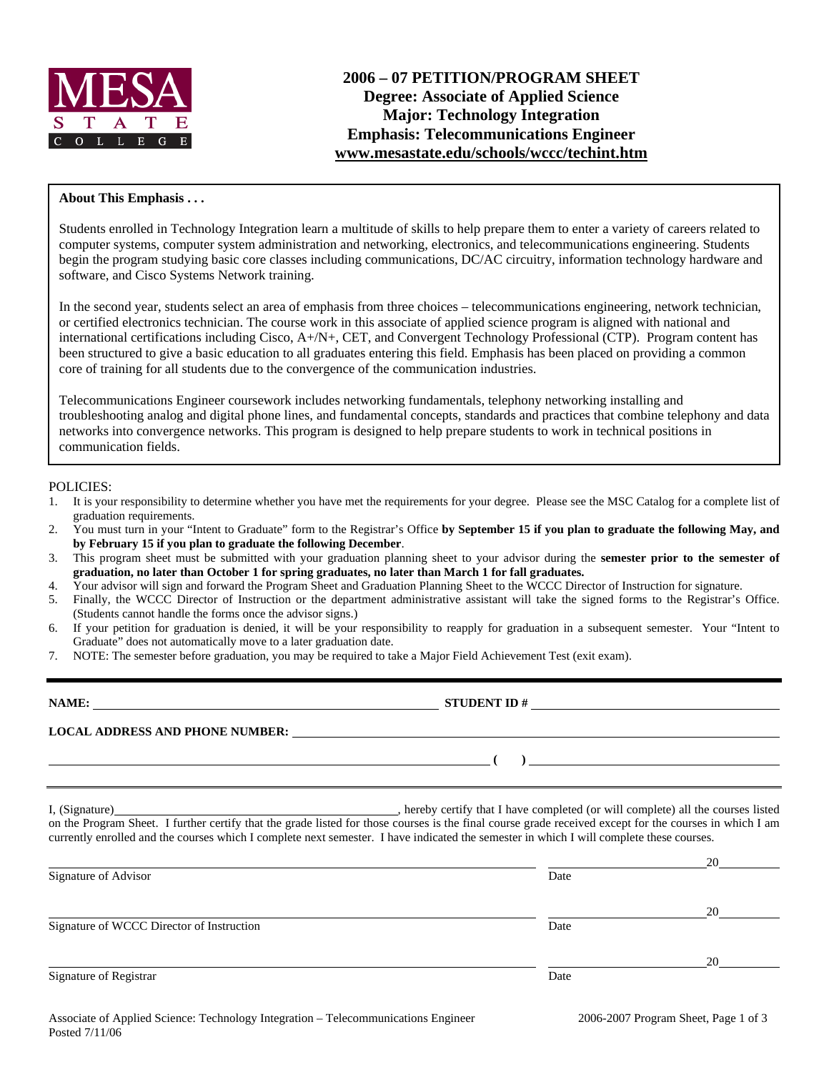MESA STATE COLLEGE

# 2006 – 07 PETITION/PROGRAM SHEET
## Degree: Associate of Applied Science
## Major: Technology Integration
## Emphasis: Telecommunications Engineer
## www.mesastate.edu/schools/wccc/techint.htm

**About This Emphasis . . .**

Students enrolled in Technology Integration learn a multitude of skills to help prepare them to enter a variety of careers related to computer systems, computer system administration and networking, electronics, and telecommunications engineering. Students begin the program studying basic core classes including communications, DC/AC circuitry, information technology hardware and software, and Cisco Systems Network training.

In the second year, students select an area of emphasis from three choices – telecommunications engineering, network technician, or certified electronics technician. The course work in this associate of applied science program is aligned with national and international certifications including Cisco, A+/N+, CET, and Convergent Technology Professional (CTP). Program content has been structured to give a basic education to all graduates entering this field. Emphasis has been placed on providing a common core of training for all students due to the convergence of the communication industries.

Telecommunications Engineer coursework includes networking fundamentals, telephony networking installing and troubleshooting analog and digital phone lines, and fundamental concepts, standards and practices that combine telephony and data networks into convergence networks. This program is designed to help prepare students to work in technical positions in communication fields.

POLICIES:

1. It is your responsibility to determine whether you have met the requirements for your degree. Please see the MSC Catalog for a complete list of graduation requirements.
2. You must turn in your "Intent to Graduate" form to the Registrar's Office **by September 15 if you plan to graduate the following May, and by February 15 if you plan to graduate the following December**.
3. This program sheet must be submitted with your graduation planning sheet to your advisor during the **semester prior to the semester of graduation, no later than October 1 for spring graduates, no later than March 1 for fall graduates.**
4. Your advisor will sign and forward the Program Sheet and Graduation Planning Sheet to the WCCC Director of Instruction for signature.
5. Finally, the WCCC Director of Instruction or the department administrative assistant will take the signed forms to the Registrar's Office. (Students cannot handle the forms once the advisor signs.)
6. If your petition for graduation is denied, it will be your responsibility to reapply for graduation in a subsequent semester. Your "Intent to Graduate" does not automatically move to a later graduation date.
7. NOTE: The semester before graduation, you may be required to take a Major Field Achievement Test (exit exam).

**NAME:** ______________________________ **STUDENT ID #** ______________________________

**LOCAL ADDRESS AND PHONE NUMBER:** ______________________________

______________________________ **( )** ______________________________

I, (Signature)______________________________, hereby certify that I have completed (or will complete) all the courses listed on the Program Sheet. I further certify that the grade listed for those courses is the final course grade received except for the courses in which I am currently enrolled and the courses which I complete next semester. I have indicated the semester in which I will complete these courses.

______________________________ ______________ 20______
Signature of Advisor Date

______________________________ ______________ 20______
Signature of WCCC Director of Instruction Date

______________________________ ______________ 20______
Signature of Registrar Date

Associate of Applied Science: Technology Integration – Telecommunications Engineer
Posted 7/11/06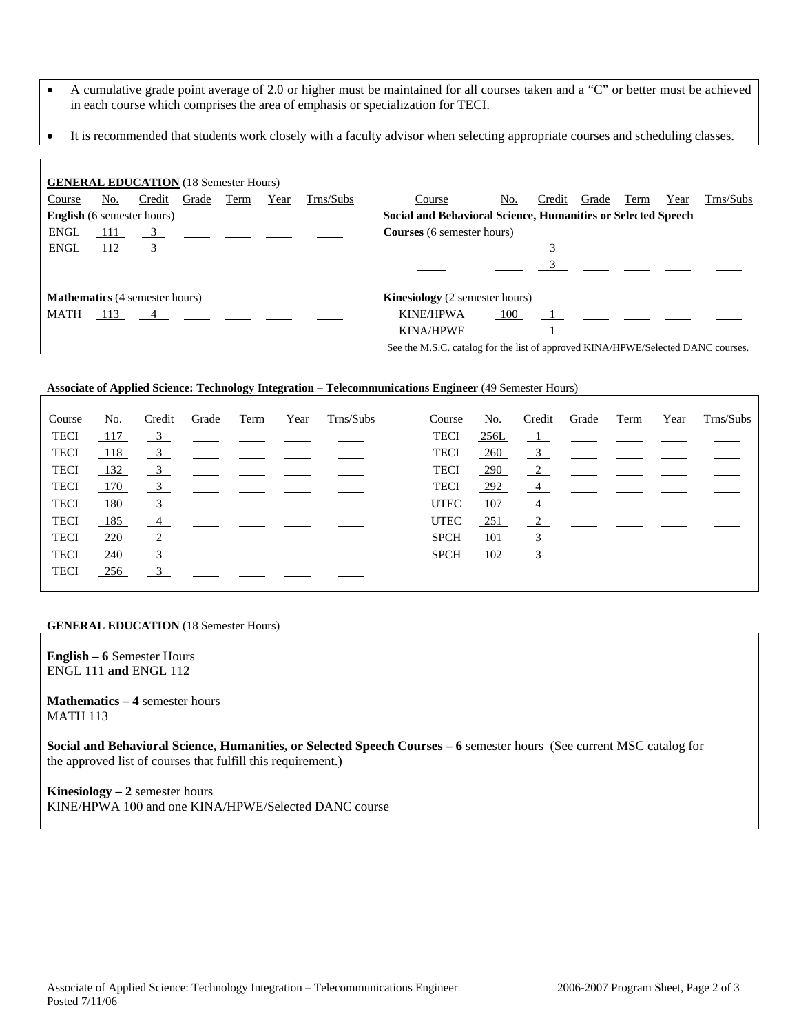- A cumulative grade point average of 2.0 or higher must be maintained for all courses taken and a "C" or better must be achieved in each course which comprises the area of emphasis or specialization for TECI.
- It is recommended that students work closely with a faculty advisor when selecting appropriate courses and scheduling classes.

**GENERAL EDUCATION** (18 Semester Hours)

| Course | No. | Credit | Grade | Term | Year | Trns/Subs |
|---|---|---|---|---|---|---|
| **English** (6 semester hours) | | | | | | |
| ENGL | 111 | 3 | | | | |
| ENGL | 112 | 3 | | | | |
| **Mathematics** (4 semester hours) | | | | | | |
| MATH | 113 | 4 | | | | |

| Course | No. | Credit | Grade | Term | Year | Trns/Subs |
|---|---|---|---|---|---|---|
| **Social and Behavioral Science, Humanities or Selected Speech Courses** (6 semester hours) | | | | | | |
| | | 3 | | | | |
| | | 3 | | | | |
| **Kinesiology** (2 semester hours) | | | | | | |
| KINE/HPWA | 100 | 1 | | | | |
| KINA/HPWE | | 1 | | | | |

See the M.S.C. catalog for the list of approved KINA/HPWE/Selected DANC courses.

**Associate of Applied Science: Technology Integration – Telecommunications Engineer** (49 Semester Hours)

| Course | No. | Credit | Grade | Term | Year | Trns/Subs | Course | No. | Credit | Grade | Term | Year | Trns/Subs |
|---|---|---|---|---|---|---|---|---|---|---|---|---|---|
| TECI | 117 | 3 | | | | | TECI | 256L | 1 | | | | |
| TECI | 118 | 3 | | | | | TECI | 260 | 3 | | | | |
| TECI | 132 | 3 | | | | | TECI | 290 | 2 | | | | |
| TECI | 170 | 3 | | | | | TECI | 292 | 4 | | | | |
| TECI | 180 | 3 | | | | | UTEC | 107 | 4 | | | | |
| TECI | 185 | 4 | | | | | UTEC | 251 | 2 | | | | |
| TECI | 220 | 2 | | | | | SPCH | 101 | 3 | | | | |
| TECI | 240 | 3 | | | | | SPCH | 102 | 3 | | | | |
| TECI | 256 | 3 | | | | | | | | | | | |

**GENERAL EDUCATION** (18 Semester Hours)

**English – 6** Semester Hours
ENGL 111 **and** ENGL 112

**Mathematics – 4** semester hours
MATH 113

**Social and Behavioral Science, Humanities, or Selected Speech Courses – 6** semester hours (See current MSC catalog for the approved list of courses that fulfill this requirement.)

**Kinesiology – 2** semester hours
KINE/HPWA 100 and one KINA/HPWE/Selected DANC course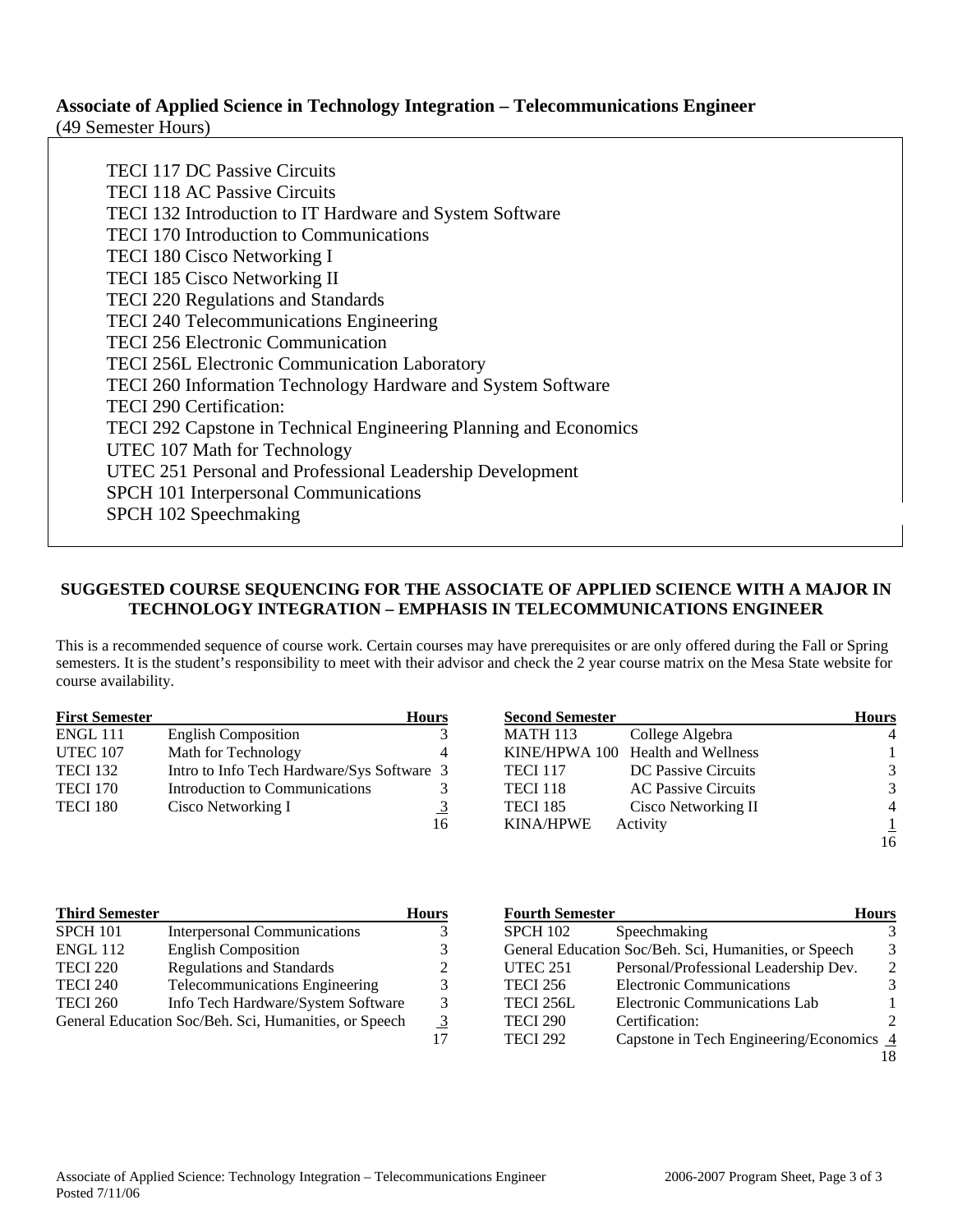**Associate of Applied Science in Technology Integration – Telecommunications Engineer**
(49 Semester Hours)

TECI 117 DC Passive Circuits
TECI 118 AC Passive Circuits
TECI 132 Introduction to IT Hardware and System Software
TECI 170 Introduction to Communications
TECI 180 Cisco Networking I
TECI 185 Cisco Networking II
TECI 220 Regulations and Standards
TECI 240 Telecommunications Engineering
TECI 256 Electronic Communication
TECI 256L Electronic Communication Laboratory
TECI 260 Information Technology Hardware and System Software
TECI 290 Certification:
TECI 292 Capstone in Technical Engineering Planning and Economics
UTEC 107 Math for Technology
UTEC 251 Personal and Professional Leadership Development
SPCH 101 Interpersonal Communications
SPCH 102 Speechmaking

## SUGGESTED COURSE SEQUENCING FOR THE ASSOCIATE OF APPLIED SCIENCE WITH A MAJOR IN TECHNOLOGY INTEGRATION – EMPHASIS IN TELECOMMUNICATIONS ENGINEER

This is a recommended sequence of course work. Certain courses may have prerequisites or are only offered during the Fall or Spring semesters. It is the student's responsibility to meet with their advisor and check the 2 year course matrix on the Mesa State website for course availability.

| First Semester | | Hours |
|---|---|---|
| ENGL 111 | English Composition | 3 |
| UTEC 107 | Math for Technology | 4 |
| TECI 132 | Intro to Info Tech Hardware/Sys Software | 3 |
| TECI 170 | Introduction to Communications | 3 |
| TECI 180 | Cisco Networking I | 3 |
| | | 16 |

| Second Semester | | Hours |
|---|---|---|
| MATH 113 | College Algebra | 4 |
| KINE/HPWA 100 | Health and Wellness | 1 |
| TECI 117 | DC Passive Circuits | 3 |
| TECI 118 | AC Passive Circuits | 3 |
| TECI 185 | Cisco Networking II | 4 |
| KINA/HPWE | Activity | 1 |
| | | 16 |

| Third Semester | | Hours |
|---|---|---|
| SPCH 101 | Interpersonal Communications | 3 |
| ENGL 112 | English Composition | 3 |
| TECI 220 | Regulations and Standards | 2 |
| TECI 240 | Telecommunications Engineering | 3 |
| TECI 260 | Info Tech Hardware/System Software | 3 |
| General Education Soc/Beh. Sci, Humanities, or Speech | | 3 |
| | | 17 |

| Fourth Semester | | Hours |
|---|---|---|
| SPCH 102 | Speechmaking | 3 |
| General Education Soc/Beh. Sci, Humanities, or Speech | | 3 |
| UTEC 251 | Personal/Professional Leadership Dev. | 2 |
| TECI 256 | Electronic Communications | 3 |
| TECI 256L | Electronic Communications Lab | 1 |
| TECI 290 | Certification: | 2 |
| TECI 292 | Capstone in Tech Engineering/Economics | 4 |
| | | 18 |

Associate of Applied Science: Technology Integration – Telecommunications Engineer
Posted 7/11/06